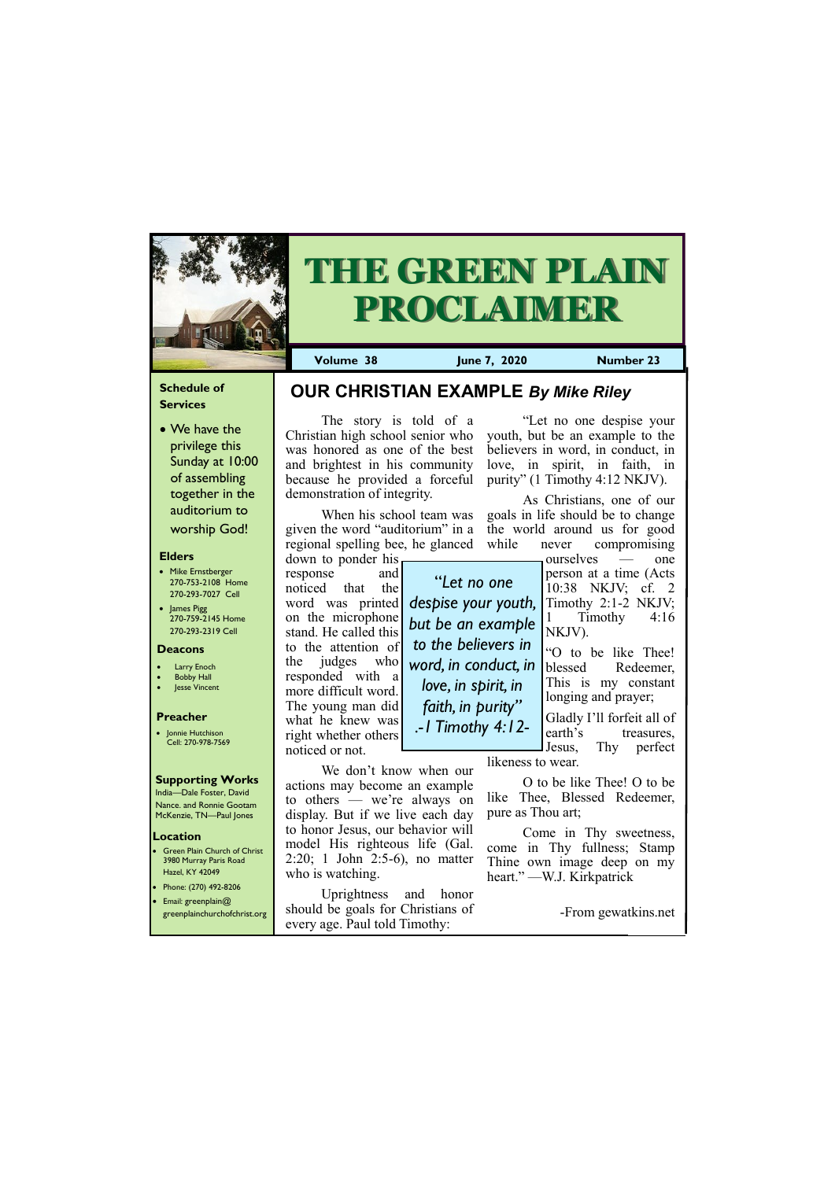# THE GREEN PLAIN PROCLAIMER

**Volume 38** | **June 7, 2020** | **Number 23**

### Schedule of Services

- We have the privilege this Sunday at 10:00 of assembling together in the auditorium to worship God!

### Elders

- Mike Ernstberger 270-753-2108 Home 270-293-7027 Cell
- James Pigg 270-759-2145 Home 270-293-2319 Cell

### Deacons

- Larry Enoch
- Bobby Hall
- Jesse Vincent

### Preacher

- Jonnie Hutchison Cell: 270-978-7569

### Supporting Works

India—Dale Foster, David Nance. and Ronnie Gootam McKenzie, TN—Paul Jones

### Location

- Green Plain Church of Christ 3980 Murray Paris Road Hazel, KY 42049
- Phone: (270) 492-8206
- Email: greenplain@greenplainchurchofchrist.org

## OUR CHRISTIAN EXAMPLE *By Mike Riley*

The story is told of a Christian high school senior who was honored as one of the best and brightest in his community because he provided a forceful demonstration of integrity.

When his school team was given the word "auditorium" in a regional spelling bee, he glanced down to ponder his response and noticed that the word was printed on the microphone stand. He called this to the attention of the judges who responded with a more difficult word. The young man did what he knew was right whether others noticed or not.

We don't know when our actions may become an example to others — we're always on display. But if we live each day to honor Jesus, our behavior will model His righteous life (Gal. 2:20; 1 John 2:5-6), no matter who is watching.

Uprightness and honor should be goals for Christians of every age. Paul told Timothy:

"Let no one despise your youth, but be an example to the believers in word, in conduct, in love, in spirit, in faith, in purity" (1 Timothy 4:12 NKJV).

*"Let no one despise your youth, but be an example to the believers in word, in conduct, in love, in spirit, in faith, in purity" .-1 Timothy 4:12-*

As Christians, one of our goals in life should be to change the world around us for good while never compromising ourselves — one person at a time (Acts 10:38 NKJV; cf. 2 Timothy 2:1-2 NKJV; 1 Timothy 4:16 NKJV).

"O to be like Thee! blessed Redeemer, This is my constant longing and prayer;

Gladly I'll forfeit all of earth's treasures, Jesus, Thy perfect likeness to wear.

O to be like Thee! O to be like Thee, Blessed Redeemer, pure as Thou art;

Come in Thy sweetness, come in Thy fullness; Stamp Thine own image deep on my heart." —W.J. Kirkpatrick

-From gewatkins.net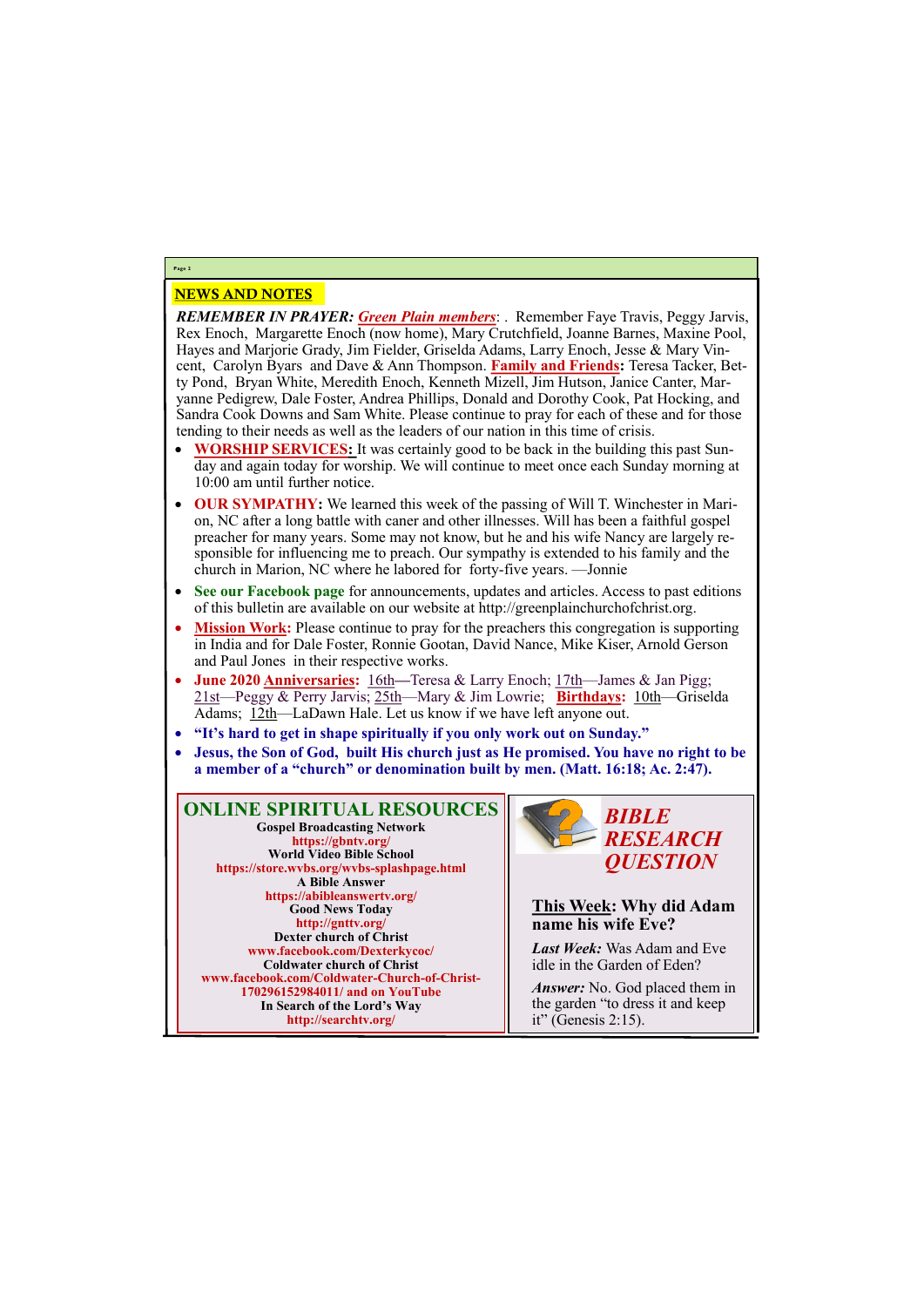## NEWS AND NOTES

***REMEMBER IN PRAYER:*** ***Green Plain members***: . Remember Faye Travis, Peggy Jarvis, Rex Enoch, Margarette Enoch (now home), Mary Crutchfield, Joanne Barnes, Maxine Pool, Hayes and Marjorie Grady, Jim Fielder, Griselda Adams, Larry Enoch, Jesse & Mary Vincent, Carolyn Byars and Dave & Ann Thompson. **Family and Friends:** Teresa Tacker, Betty Pond, Bryan White, Meredith Enoch, Kenneth Mizell, Jim Hutson, Janice Canter, Maryanne Pedigrew, Dale Foster, Andrea Phillips, Donald and Dorothy Cook, Pat Hocking, and Sandra Cook Downs and Sam White. Please continue to pray for each of these and for those tending to their needs as well as the leaders of our nation in this time of crisis.

- **WORSHIP SERVICES:** It was certainly good to be back in the building this past Sunday and again today for worship. We will continue to meet once each Sunday morning at 10:00 am until further notice.
- **OUR SYMPATHY:** We learned this week of the passing of Will T. Winchester in Marion, NC after a long battle with caner and other illnesses. Will has been a faithful gospel preacher for many years. Some may not know, but he and his wife Nancy are largely responsible for influencing me to preach. Our sympathy is extended to his family and the church in Marion, NC where he labored for forty-five years. —Jonnie
- **See our Facebook page** for announcements, updates and articles. Access to past editions of this bulletin are available on our website at http://greenplainchurchofchrist.org.
- **Mission Work:** Please continue to pray for the preachers this congregation is supporting in India and for Dale Foster, Ronnie Gootan, David Nance, Mike Kiser, Arnold Gerson and Paul Jones in their respective works.
- **June 2020 Anniversaries:** 16th—Teresa & Larry Enoch; 17th—James & Jan Pigg; 21st—Peggy & Perry Jarvis; 25th—Mary & Jim Lowrie; **Birthdays:** 10th—Griselda Adams; 12th—LaDawn Hale. Let us know if we have left anyone out.
- **"It's hard to get in shape spiritually if you only work out on Sunday."**
- **Jesus, the Son of God, built His church just as He promised. You have no right to be a member of a "church" or denomination built by men. (Matt. 16:18; Ac. 2:47).**

## ONLINE SPIRITUAL RESOURCES

**Gospel Broadcasting Network**
**https://gbntv.org/**
**World Video Bible School**
**https://store.wvbs.org/wvbs-splashpage.html**
**A Bible Answer**
**https://abibleanswertv.org/**
**Good News Today**
**http://gnttv.org/**
**Dexter church of Christ**
**www.facebook.com/Dexterkycoc/**
**Coldwater church of Christ**
**www.facebook.com/Coldwater-Church-of-Christ-170296152984011/ and on YouTube**
**In Search of the Lord's Way**
**http://searchtv.org/**

## *BIBLE RESEARCH QUESTION*

**This Week: Why did Adam name his wife Eve?**

***Last Week:*** Was Adam and Eve idle in the Garden of Eden?

***Answer:*** No. God placed them in the garden "to dress it and keep it" (Genesis 2:15).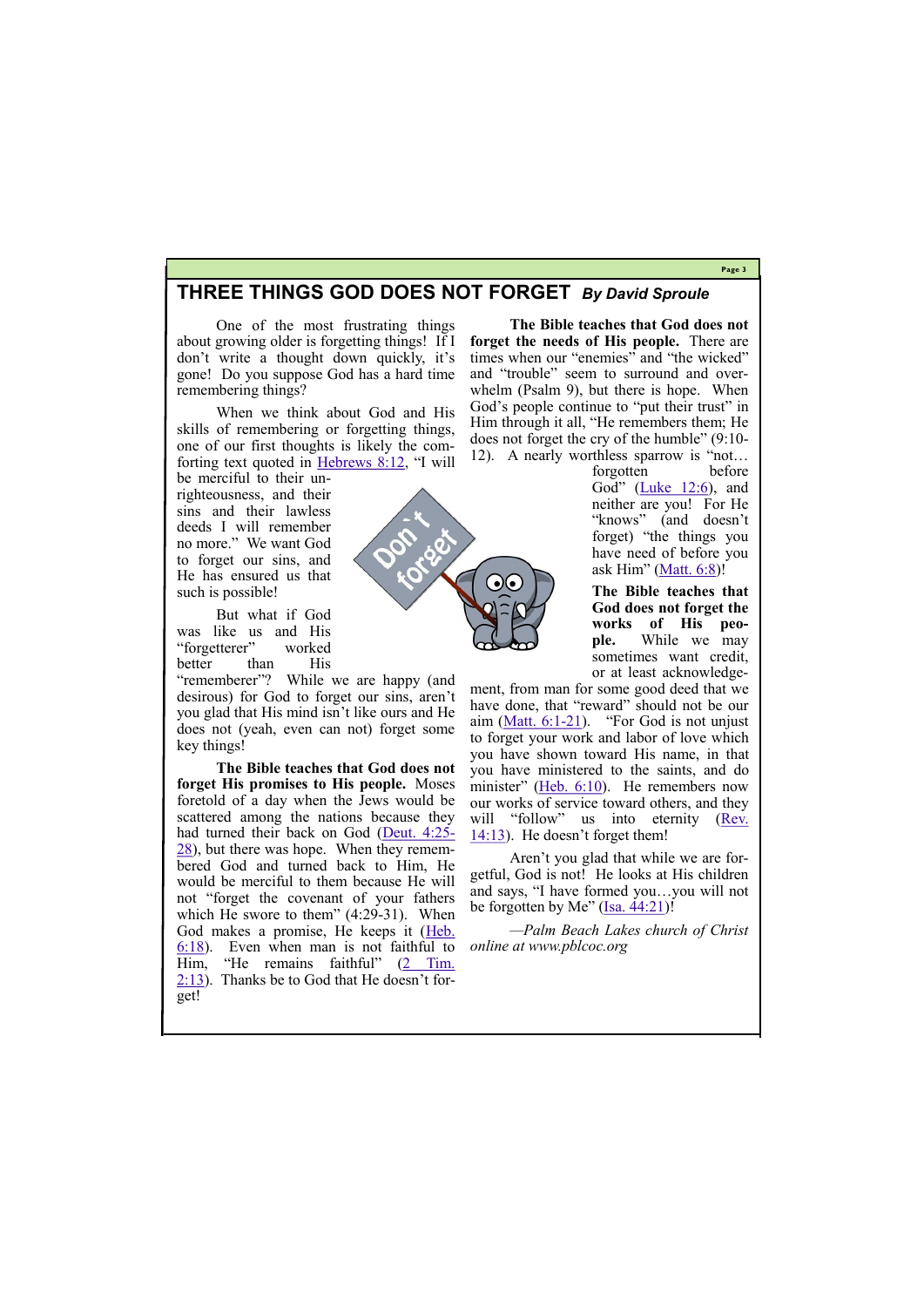# THREE THINGS GOD DOES NOT FORGET *By David Sproule*

One of the most frustrating things about growing older is forgetting things! If I don't write a thought down quickly, it's gone! Do you suppose God has a hard time remembering things?

When we think about God and His skills of remembering or forgetting things, one of our first thoughts is likely the comforting text quoted in Hebrews 8:12, "I will be merciful to their unrighteousness, and their sins and their lawless deeds I will remember no more." We want God to forget our sins, and He has ensured us that such is possible!

But what if God was like us and His "forgetterer" worked better than His "rememberer"? While we are happy (and desirous) for God to forget our sins, aren't you glad that His mind isn't like ours and He does not (yeah, even can not) forget some key things!

**The Bible teaches that God does not forget His promises to His people.** Moses foretold of a day when the Jews would be scattered among the nations because they had turned their back on God (Deut. 4:25-28), but there was hope. When they remembered God and turned back to Him, He would be merciful to them because He will not "forget the covenant of your fathers which He swore to them" (4:29-31). When God makes a promise, He keeps it (Heb. 6:18). Even when man is not faithful to Him, "He remains faithful" (2 Tim. 2:13). Thanks be to God that He doesn't forget!

**The Bible teaches that God does not forget the needs of His people.** There are times when our "enemies" and "the wicked" and "trouble" seem to surround and overwhelm (Psalm 9), but there is hope. When God's people continue to "put their trust" in Him through it all, "He remembers them; He does not forget the cry of the humble" (9:10-12). A nearly worthless sparrow is "not… forgotten before God" (Luke 12:6), and neither are you! For He "knows" (and doesn't forget) "the things you have need of before you ask Him" (Matt. 6:8)!

**The Bible teaches that God does not forget the works of His people.** While we may sometimes want credit, or at least acknowledgement, from man for some good deed that we have done, that "reward" should not be our aim (Matt. 6:1-21). "For God is not unjust to forget your work and labor of love which you have shown toward His name, in that you have ministered to the saints, and do minister" (Heb. 6:10). He remembers now our works of service toward others, and they will "follow" us into eternity (Rev. 14:13). He doesn't forget them!

Aren't you glad that while we are forgetful, God is not! He looks at His children and says, "I have formed you…you will not be forgotten by Me" (Isa. 44:21)!

*—Palm Beach Lakes church of Christ online at www.pblcoc.org*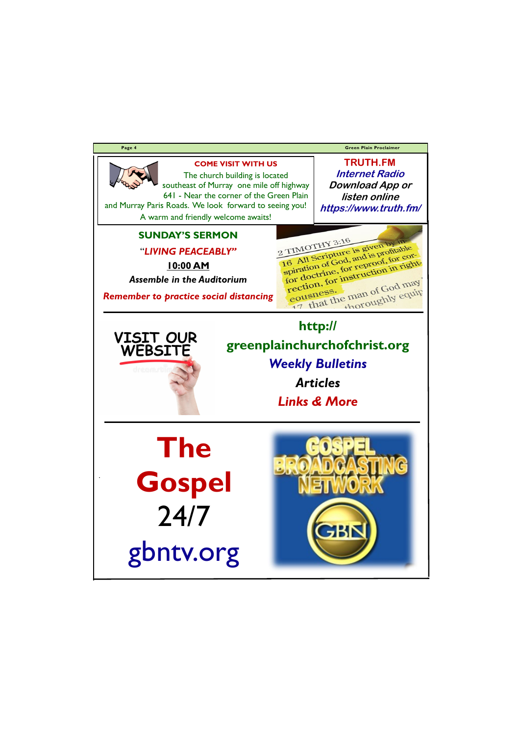## COME VISIT WITH US

The church building is located southeast of Murray one mile off highway 641 - Near the corner of the Green Plain and Murray Paris Roads. We look forward to seeing you! A warm and friendly welcome awaits!

## TRUTH.FM

*Internet Radio*

*Download App or listen online*

*https://www.truth.fm/*

## SUNDAY'S SERMON

"*LIVING PEACEABLY*"

**10:00 AM**

*Assemble in the Auditorium*

*Remember to practice social distancing*

2 TIMOTHY 3:16

16 All Scripture is given by inspiration of God, and is profitable for doctrine, for reproof, for correction, for instruction in righteousness,

17 that the man of God may be thoroughly equip

## VISIT OUR WEBSITE

**http://greenplainchurchofchrist.org**

***Weekly Bulletins***

***Articles***

***Links & More***

# The Gospel

24/7

gbntv.org

GOSPEL BROADCASTING NETWORK

GBN